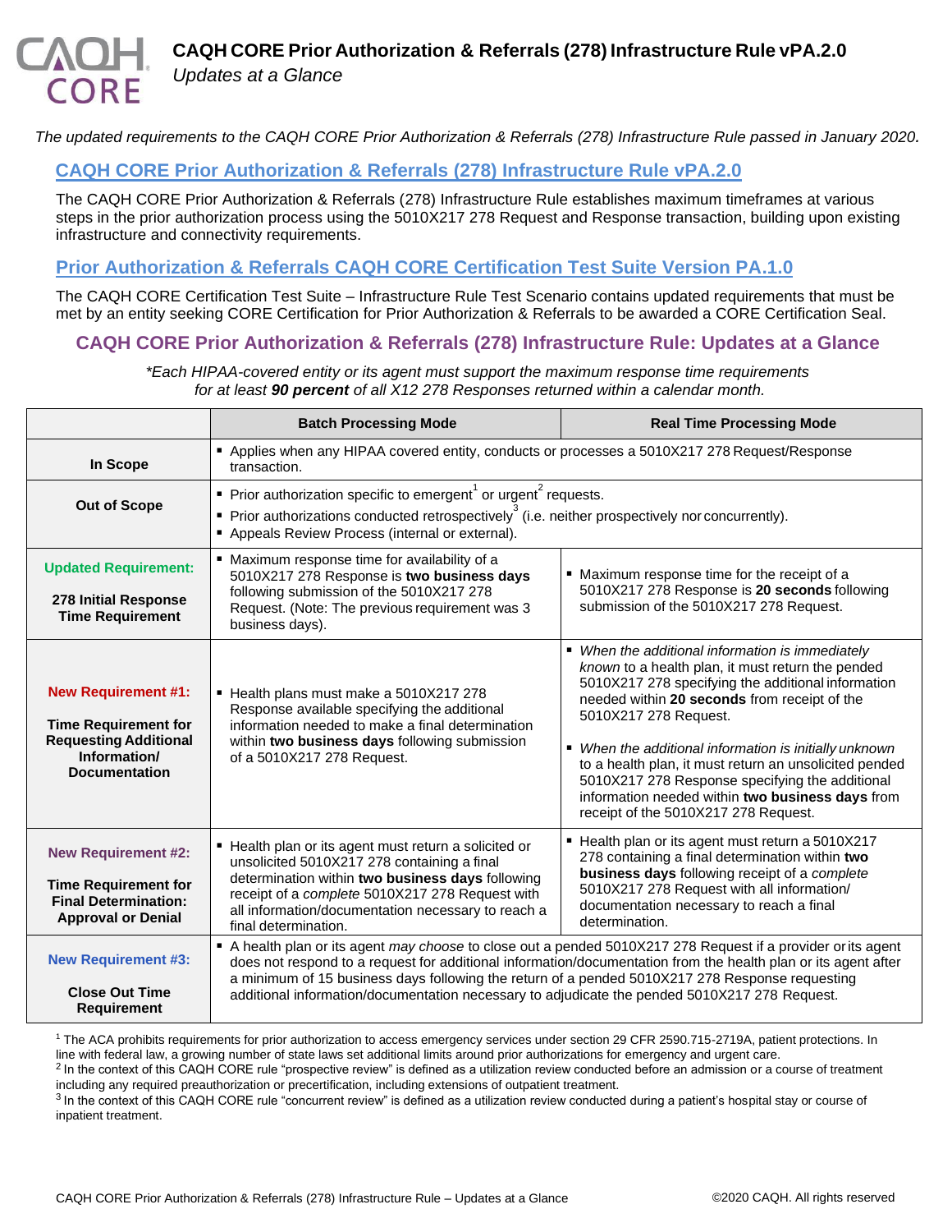# CAQH CORE Prior Authorization & Referrals (278) Infrastructure Rule vPA.2.0

*Updates at a Glance*

*The updated requirements to the CAQH CORE Prior Authorization & Referrals (278) Infrastructure Rule passed in January 2020.*

## CAQH CORE Prior Authorization & Referrals (278) Infrastructure Rule vPA.2.0

The CAQH CORE Prior Authorization & Referrals (278) Infrastructure Rule establishes maximum timeframes at various steps in the prior authorization process using the 5010X217 278 Request and Response transaction, building upon existing infrastructure and connectivity requirements.

## Prior Authorization & Referrals CAQH CORE Certification Test Suite Version PA.1.0

The CAQH CORE Certification Test Suite – Infrastructure Rule Test Scenario contains updated requirements that must be met by an entity seeking CORE Certification for Prior Authorization & Referrals to be awarded a CORE Certification Seal.

## CAQH CORE Prior Authorization & Referrals (278) Infrastructure Rule: Updates at a Glance

*\*Each HIPAA-covered entity or its agent must support the maximum response time requirements for at least **90 percent** of all X12 278 Responses returned within a calendar month.*

| | Batch Processing Mode | Real Time Processing Mode |
|---|---|---|
| **In Scope** | ▪ Applies when any HIPAA covered entity, conducts or processes a 5010X217 278 Request/Response transaction. | |
| **Out of Scope** | ▪ Prior authorization specific to emergent[1] or urgent[2] requests.<br>▪ Prior authorizations conducted retrospectively[3] (i.e. neither prospectively nor concurrently).<br>▪ Appeals Review Process (internal or external). | |
| **Updated Requirement:**<br><br>**278 Initial Response Time Requirement** | ▪ Maximum response time for availability of a 5010X217 278 Response is **two business days** following submission of the 5010X217 278 Request. (Note: The previous requirement was 3 business days). | ▪ Maximum response time for the receipt of a 5010X217 278 Response is **20 seconds** following submission of the 5010X217 278 Request. |
| **New Requirement #1:**<br><br>**Time Requirement for Requesting Additional Information/ Documentation** | ▪ Health plans must make a 5010X217 278 Response available specifying the additional information needed to make a final determination within **two business days** following submission of a 5010X217 278 Request. | ▪ *When the additional information is immediately known* to a health plan, it must return the pended 5010X217 278 specifying the additional information needed within **20 seconds** from receipt of the 5010X217 278 Request.<br><br>▪ *When the additional information is initially unknown* to a health plan, it must return an unsolicited pended 5010X217 278 Response specifying the additional information needed within **two business days** from receipt of the 5010X217 278 Request. |
| **New Requirement #2:**<br><br>**Time Requirement for Final Determination: Approval or Denial** | ▪ Health plan or its agent must return a solicited or unsolicited 5010X217 278 containing a final determination within **two business days** following receipt of a *complete* 5010X217 278 Request with all information/documentation necessary to reach a final determination. | ▪ Health plan or its agent must return a 5010X217 278 containing a final determination within **two business days** following receipt of a *complete* 5010X217 278 Request with all information/ documentation necessary to reach a final determination. |
| **New Requirement #3:**<br><br>**Close Out Time Requirement** | ▪ A health plan or its agent *may choose* to close out a pended 5010X217 278 Request if a provider or its agent does not respond to a request for additional information/documentation from the health plan or its agent after a minimum of 15 business days following the return of a pended 5010X217 278 Response requesting additional information/documentation necessary to adjudicate the pended 5010X217 278 Request. | |

[1] The ACA prohibits requirements for prior authorization to access emergency services under section 29 CFR 2590.715-2719A, patient protections. In line with federal law, a growing number of state laws set additional limits around prior authorizations for emergency and urgent care.

[2] In the context of this CAQH CORE rule "prospective review" is defined as a utilization review conducted before an admission or a course of treatment including any required preauthorization or precertification, including extensions of outpatient treatment.

[3] In the context of this CAQH CORE rule "concurrent review" is defined as a utilization review conducted during a patient's hospital stay or course of inpatient treatment.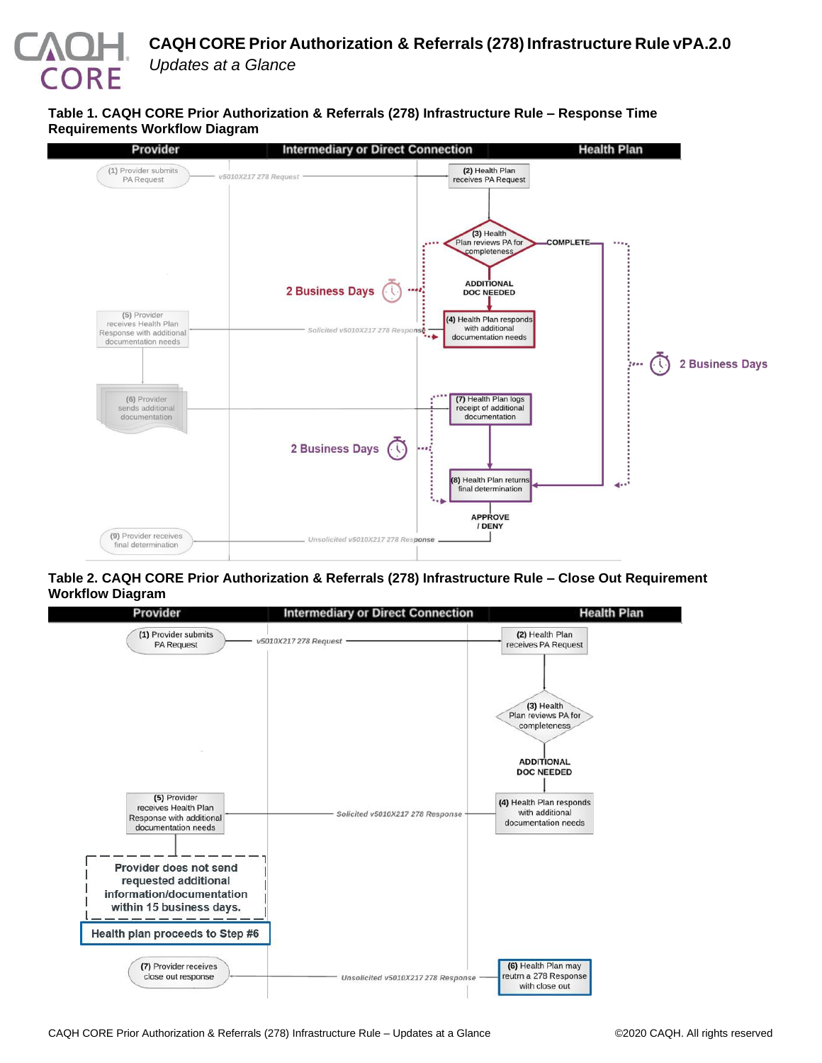# CAQH CORE Prior Authorization & Referrals (278) Infrastructure Rule vPA.2.0

*Updates at a Glance*

**Table 1. CAQH CORE Prior Authorization & Referrals (278) Infrastructure Rule – Response Time Requirements Workflow Diagram**

Provider

Intermediary or Direct Connection

Health Plan

(1) Provider submits PA Request

v5010X217 278 Request

(2) Health Plan receives PA Request

(3) Health Plan reviews PA for completeness

COMPLETE

ADDITIONAL DOC NEEDED

2 Business Days

(4) Health Plan responds with additional documentation needs

Solicited v5010X217 278 Response

(5) Provider receives Health Plan Response with additional documentation needs

2 Business Days

(6) Provider sends additional documentation

(7) Health Plan logs receipt of additional documentation

2 Business Days

(8) Health Plan returns final determination

APPROVE / DENY

Unsolicited v5010X217 278 Response

(9) Provider receives final determination

**Table 2. CAQH CORE Prior Authorization & Referrals (278) Infrastructure Rule – Close Out Requirement Workflow Diagram**

Provider

Intermediary or Direct Connection

Health Plan

(1) Provider submits PA Request

v5010X217 278 Request

(2) Health Plan receives PA Request

(3) Health Plan reviews PA for completeness

ADDITIONAL DOC NEEDED

(4) Health Plan responds with additional documentation needs

Solicited v5010X217 278 Response

(5) Provider receives Health Plan Response with additional documentation needs

Provider does not send requested additional information/documentation within 15 business days.

Health plan proceeds to Step #6

(6) Health Plan may reutrn a 278 Response with close out

Unsolicited v5010X217 278 Response

(7) Provider receives close out response